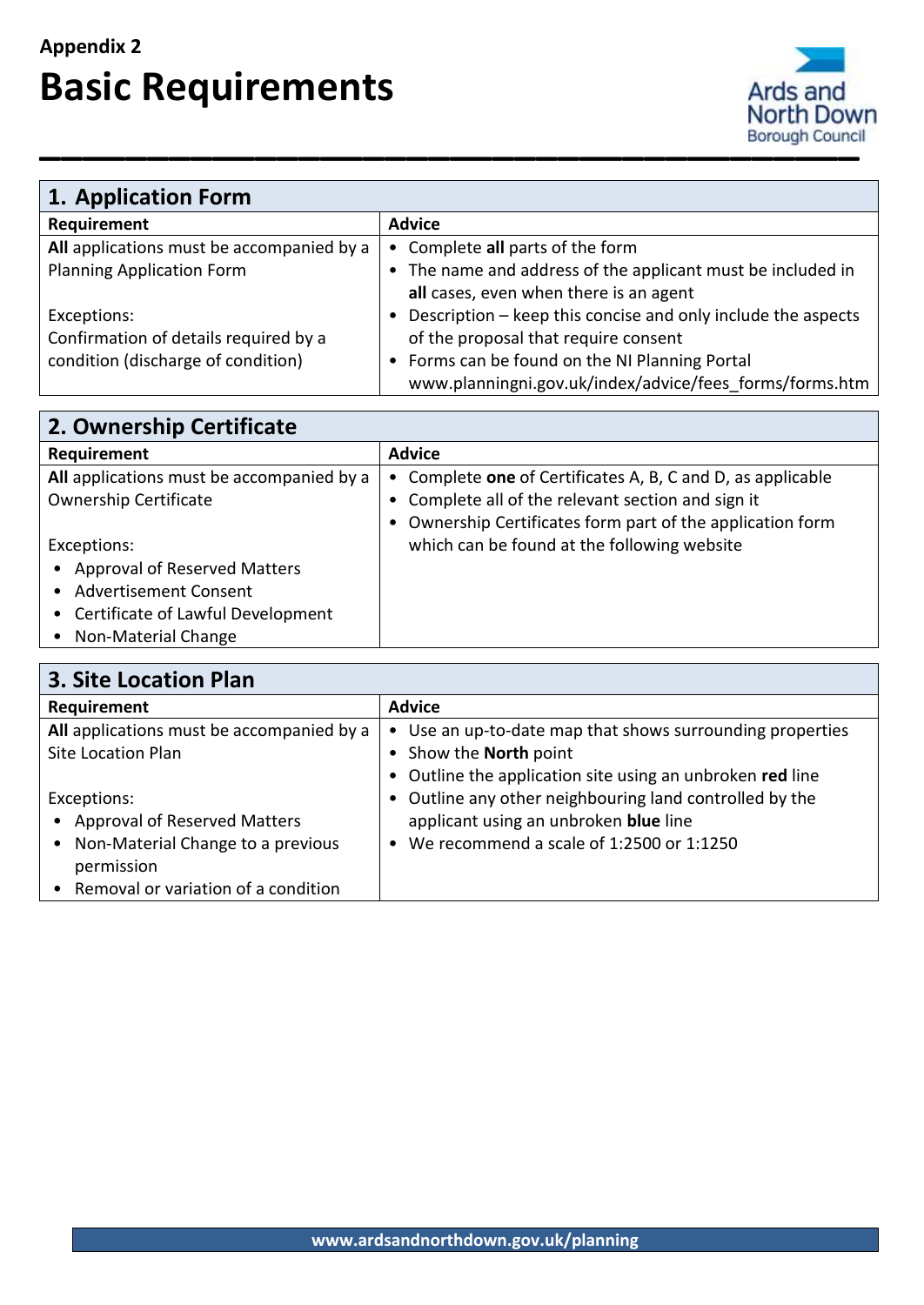**Appendix 2**

# Basic Requirements

## 1. Application Form

| Requirement | Advice |
| --- | --- |
| **All** applications must be accompanied by a Planning Application Form<br><br>Exceptions:<br>Confirmation of details required by a condition (discharge of condition) | • Complete **all** parts of the form<br>• The name and address of the applicant must be included in **all** cases, even when there is an agent<br>• Description – keep this concise and only include the aspects of the proposal that require consent<br>• Forms can be found on the NI Planning Portal www.planningni.gov.uk/index/advice/fees_forms/forms.htm |

## 2. Ownership Certificate

| Requirement | Advice |
| --- | --- |
| **All** applications must be accompanied by a Ownership Certificate<br><br>Exceptions:<br>• Approval of Reserved Matters<br>• Advertisement Consent<br>• Certificate of Lawful Development<br>• Non-Material Change | • Complete **one** of Certificates A, B, C and D, as applicable<br>• Complete all of the relevant section and sign it<br>• Ownership Certificates form part of the application form which can be found at the following website |

## 3. Site Location Plan

| Requirement | Advice |
| --- | --- |
| **All** applications must be accompanied by a Site Location Plan<br><br>Exceptions:<br>• Approval of Reserved Matters<br>• Non-Material Change to a previous permission<br>• Removal or variation of a condition | • Use an up-to-date map that shows surrounding properties<br>• Show the **North** point<br>• Outline the application site using an unbroken **red** line<br>• Outline any other neighbouring land controlled by the applicant using an unbroken **blue** line<br>• We recommend a scale of 1:2500 or 1:1250 |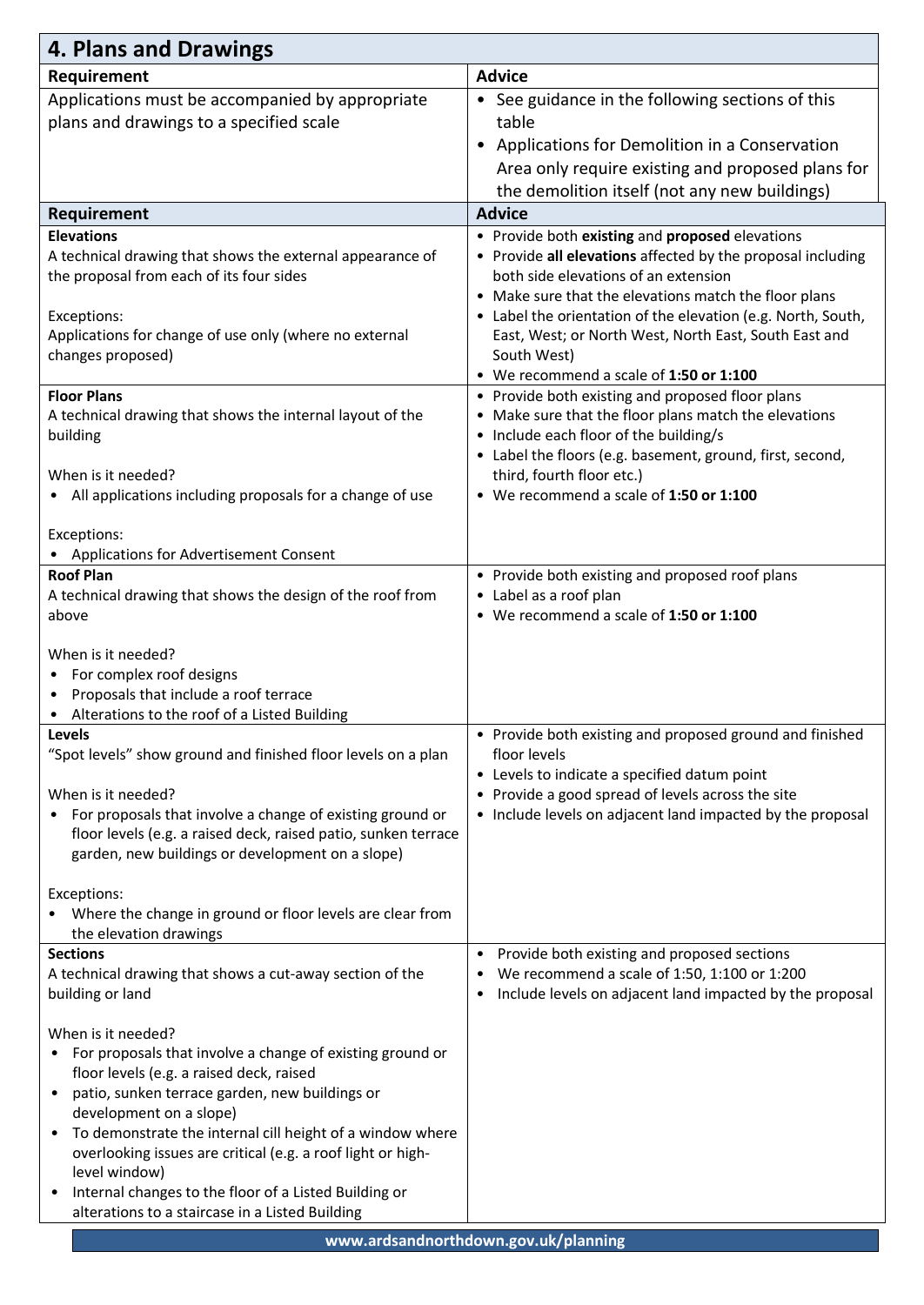## 4. Plans and Drawings

| Requirement | Advice |
| --- | --- |
| Applications must be accompanied by appropriate plans and drawings to a specified scale | • See guidance in the following sections of this table<br>• Applications for Demolition in a Conservation Area only require existing and proposed plans for the demolition itself (not any new buildings) |

| Requirement | Advice |
| --- | --- |
| **Elevations**<br>A technical drawing that shows the external appearance of the proposal from each of its four sides<br><br>Exceptions:<br>Applications for change of use only (where no external changes proposed) | • Provide both **existing** and **proposed** elevations<br>• Provide **all elevations** affected by the proposal including both side elevations of an extension<br>• Make sure that the elevations match the floor plans<br>• Label the orientation of the elevation (e.g. North, South, East, West; or North West, North East, South East and South West)<br>• We recommend a scale of **1:50 or 1:100** |
| **Floor Plans**<br>A technical drawing that shows the internal layout of the building<br><br>When is it needed?<br>• All applications including proposals for a change of use<br><br>Exceptions:<br>• Applications for Advertisement Consent | • Provide both existing and proposed floor plans<br>• Make sure that the floor plans match the elevations<br>• Include each floor of the building/s<br>• Label the floors (e.g. basement, ground, first, second, third, fourth floor etc.)<br>• We recommend a scale of **1:50 or 1:100** |
| **Roof Plan**<br>A technical drawing that shows the design of the roof from above<br><br>When is it needed?<br>• For complex roof designs<br>• Proposals that include a roof terrace<br>• Alterations to the roof of a Listed Building | • Provide both existing and proposed roof plans<br>• Label as a roof plan<br>• We recommend a scale of **1:50 or 1:100** |
| **Levels**<br>"Spot levels" show ground and finished floor levels on a plan<br><br>When is it needed?<br>• For proposals that involve a change of existing ground or floor levels (e.g. a raised deck, raised patio, sunken terrace garden, new buildings or development on a slope)<br><br>Exceptions:<br>• Where the change in ground or floor levels are clear from the elevation drawings | • Provide both existing and proposed ground and finished floor levels<br>• Levels to indicate a specified datum point<br>• Provide a good spread of levels across the site<br>• Include levels on adjacent land impacted by the proposal |
| **Sections**<br>A technical drawing that shows a cut-away section of the building or land<br><br>When is it needed?<br>• For proposals that involve a change of existing ground or floor levels (e.g. a raised deck, raised<br>• patio, sunken terrace garden, new buildings or development on a slope)<br>• To demonstrate the internal cill height of a window where overlooking issues are critical (e.g. a roof light or high-level window)<br>• Internal changes to the floor of a Listed Building or alterations to a staircase in a Listed Building | • Provide both existing and proposed sections<br>• We recommend a scale of 1:50, 1:100 or 1:200<br>• Include levels on adjacent land impacted by the proposal |

www.ardsandnorthdown.gov.uk/planning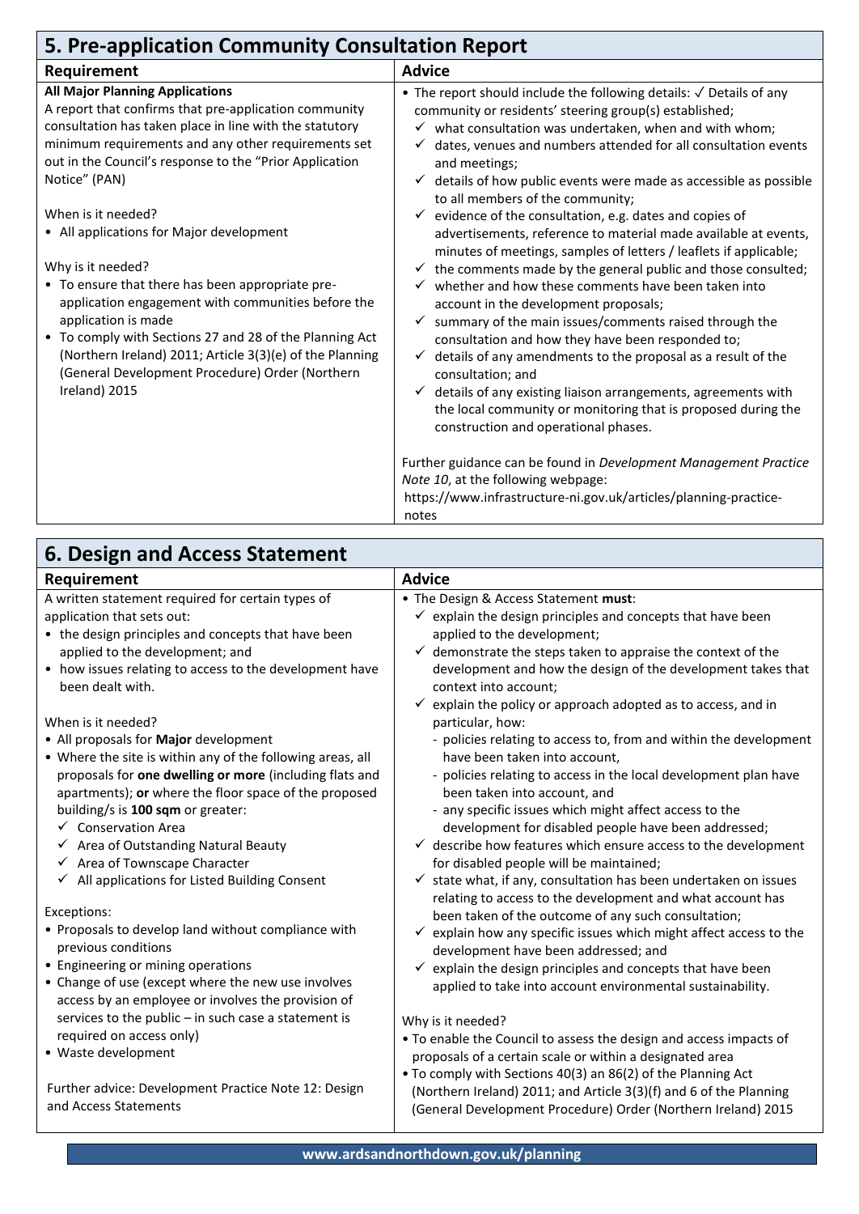## 5. Pre-application Community Consultation Report

| Requirement | Advice |
|---|---|
| **All Major Planning Applications**<br>A report that confirms that pre-application community consultation has taken place in line with the statutory minimum requirements and any other requirements set out in the Council's response to the "Prior Application Notice" (PAN)<br><br>When is it needed?<br>• All applications for Major development<br><br>Why is it needed?<br>• To ensure that there has been appropriate pre-application engagement with communities before the application is made<br>• To comply with Sections 27 and 28 of the Planning Act (Northern Ireland) 2011; Article 3(3)(e) of the Planning (General Development Procedure) Order (Northern Ireland) 2015 | • The report should include the following details: ✓ Details of any community or residents' steering group(s) established;<br>✓ what consultation was undertaken, when and with whom;<br>✓ dates, venues and numbers attended for all consultation events and meetings;<br>✓ details of how public events were made as accessible as possible to all members of the community;<br>✓ evidence of the consultation, e.g. dates and copies of advertisements, reference to material made available at events, minutes of meetings, samples of letters / leaflets if applicable;<br>✓ the comments made by the general public and those consulted;<br>✓ whether and how these comments have been taken into account in the development proposals;<br>✓ summary of the main issues/comments raised through the consultation and how they have been responded to;<br>✓ details of any amendments to the proposal as a result of the consultation; and<br>✓ details of any existing liaison arrangements, agreements with the local community or monitoring that is proposed during the construction and operational phases.<br><br>Further guidance can be found in *Development Management Practice Note 10*, at the following webpage:<br>https://www.infrastructure-ni.gov.uk/articles/planning-practice-notes |

## 6. Design and Access Statement

| Requirement | Advice |
|---|---|
| A written statement required for certain types of application that sets out:<br>• the design principles and concepts that have been applied to the development; and<br>• how issues relating to access to the development have been dealt with.<br><br>When is it needed?<br>• All proposals for **Major** development<br>• Where the site is within any of the following areas, all proposals for **one dwelling or more** (including flats and apartments); **or** where the floor space of the proposed building/s is **100 sqm** or greater:<br>✓ Conservation Area<br>✓ Area of Outstanding Natural Beauty<br>✓ Area of Townscape Character<br>✓ All applications for Listed Building Consent<br><br>Exceptions:<br>• Proposals to develop land without compliance with previous conditions<br>• Engineering or mining operations<br>• Change of use (except where the new use involves access by an employee or involves the provision of services to the public – in such case a statement is required on access only)<br>• Waste development<br><br>Further advice: Development Practice Note 12: Design and Access Statements | • The Design & Access Statement **must**:<br>✓ explain the design principles and concepts that have been applied to the development;<br>✓ demonstrate the steps taken to appraise the context of the development and how the design of the development takes that context into account;<br>✓ explain the policy or approach adopted as to access, and in particular, how:<br>- policies relating to access to, from and within the development have been taken into account,<br>- policies relating to access in the local development plan have been taken into account, and<br>- any specific issues which might affect access to the development for disabled people have been addressed;<br>✓ describe how features which ensure access to the development for disabled people will be maintained;<br>✓ state what, if any, consultation has been undertaken on issues relating to access to the development and what account has been taken of the outcome of any such consultation;<br>✓ explain how any specific issues which might affect access to the development have been addressed; and<br>✓ explain the design principles and concepts that have been applied to take into account environmental sustainability.<br><br>Why is it needed?<br>• To enable the Council to assess the design and access impacts of proposals of a certain scale or within a designated area<br>• To comply with Sections 40(3) an 86(2) of the Planning Act (Northern Ireland) 2011; and Article 3(3)(f) and 6 of the Planning (General Development Procedure) Order (Northern Ireland) 2015 |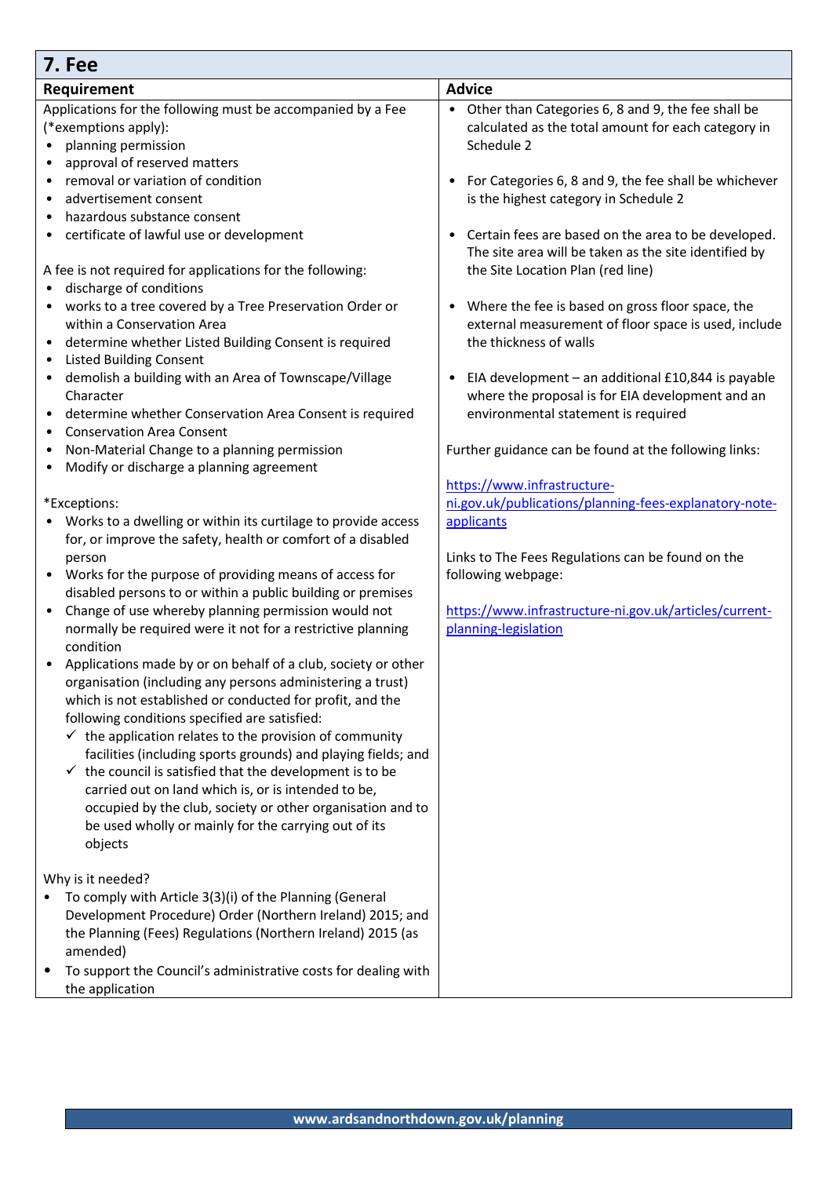## 7. Fee

| Requirement | Advice |
|---|---|
| Applications for the following must be accompanied by a Fee (*exemptions apply):<br>• planning permission<br>• approval of reserved matters<br>• removal or variation of condition<br>• advertisement consent<br>• hazardous substance consent<br>• certificate of lawful use or development<br><br>A fee is not required for applications for the following:<br>• discharge of conditions<br>• works to a tree covered by a Tree Preservation Order or within a Conservation Area<br>• determine whether Listed Building Consent is required<br>• Listed Building Consent<br>• demolish a building with an Area of Townscape/Village Character<br>• determine whether Conservation Area Consent is required<br>• Conservation Area Consent<br>• Non-Material Change to a planning permission<br>• Modify or discharge a planning agreement<br><br>*Exceptions:<br>• Works to a dwelling or within its curtilage to provide access for, or improve the safety, health or comfort of a disabled person<br>• Works for the purpose of providing means of access for disabled persons to or within a public building or premises<br>• Change of use whereby planning permission would not normally be required were it not for a restrictive planning condition<br>• Applications made by or on behalf of a club, society or other organisation (including any persons administering a trust) which is not established or conducted for profit, and the following conditions specified are satisfied:<br>&nbsp;&nbsp;✓ the application relates to the provision of community facilities (including sports grounds) and playing fields; and<br>&nbsp;&nbsp;✓ the council is satisfied that the development is to be carried out on land which is, or is intended to be, occupied by the club, society or other organisation and to be used wholly or mainly for the carrying out of its objects<br><br>Why is it needed?<br>• To comply with Article 3(3)(i) of the Planning (General Development Procedure) Order (Northern Ireland) 2015; and the Planning (Fees) Regulations (Northern Ireland) 2015 (as amended)<br>• To support the Council's administrative costs for dealing with the application | • Other than Categories 6, 8 and 9, the fee shall be calculated as the total amount for each category in Schedule 2<br><br>• For Categories 6, 8 and 9, the fee shall be whichever is the highest category in Schedule 2<br><br>• Certain fees are based on the area to be developed. The site area will be taken as the site identified by the Site Location Plan (red line)<br><br>• Where the fee is based on gross floor space, the external measurement of floor space is used, include the thickness of walls<br><br>• EIA development – an additional £10,844 is payable where the proposal is for EIA development and an environmental statement is required<br><br>Further guidance can be found at the following links:<br><br>https://www.infrastructure-ni.gov.uk/publications/planning-fees-explanatory-note-applicants<br><br>Links to The Fees Regulations can be found on the following webpage:<br><br>https://www.infrastructure-ni.gov.uk/articles/current-planning-legislation |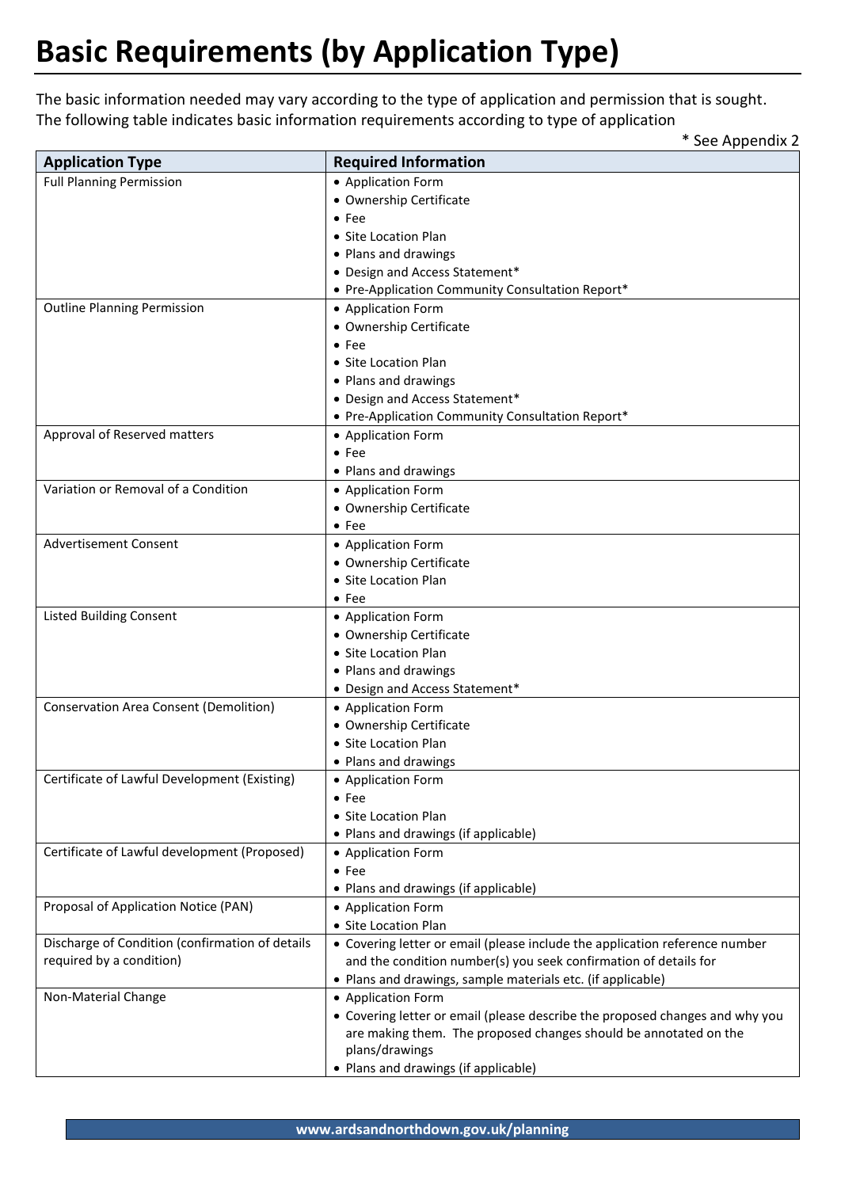# Basic Requirements (by Application Type)

The basic information needed may vary according to the type of application and permission that is sought. The following table indicates basic information requirements according to type of application

\* See Appendix 2

| Application Type | Required Information |
| --- | --- |
| Full Planning Permission | • Application Form<br>• Ownership Certificate<br>• Fee<br>• Site Location Plan<br>• Plans and drawings<br>• Design and Access Statement*<br>• Pre-Application Community Consultation Report* |
| Outline Planning Permission | • Application Form<br>• Ownership Certificate<br>• Fee<br>• Site Location Plan<br>• Plans and drawings<br>• Design and Access Statement*<br>• Pre-Application Community Consultation Report* |
| Approval of Reserved matters | • Application Form<br>• Fee<br>• Plans and drawings |
| Variation or Removal of a Condition | • Application Form<br>• Ownership Certificate<br>• Fee |
| Advertisement Consent | • Application Form<br>• Ownership Certificate<br>• Site Location Plan<br>• Fee |
| Listed Building Consent | • Application Form<br>• Ownership Certificate<br>• Site Location Plan<br>• Plans and drawings<br>• Design and Access Statement* |
| Conservation Area Consent (Demolition) | • Application Form<br>• Ownership Certificate<br>• Site Location Plan<br>• Plans and drawings |
| Certificate of Lawful Development (Existing) | • Application Form<br>• Fee<br>• Site Location Plan<br>• Plans and drawings (if applicable) |
| Certificate of Lawful development (Proposed) | • Application Form<br>• Fee<br>• Plans and drawings (if applicable) |
| Proposal of Application Notice (PAN) | • Application Form<br>• Site Location Plan |
| Discharge of Condition (confirmation of details required by a condition) | • Covering letter or email (please include the application reference number and the condition number(s) you seek confirmation of details for<br>• Plans and drawings, sample materials etc. (if applicable) |
| Non-Material Change | • Application Form<br>• Covering letter or email (please describe the proposed changes and why you are making them. The proposed changes should be annotated on the plans/drawings<br>• Plans and drawings (if applicable) |

www.ardsandnorthdown.gov.uk/planning